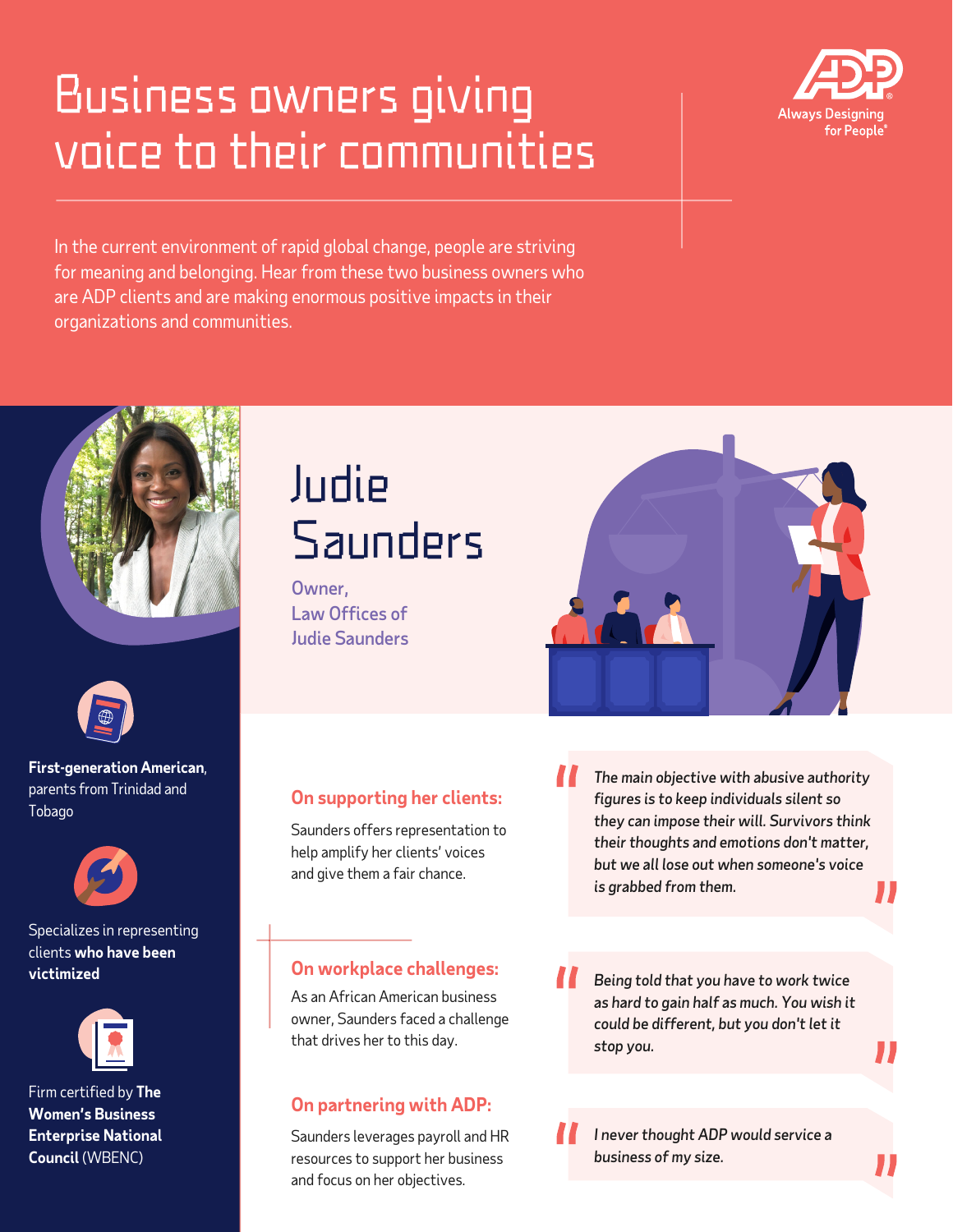# Business owners giving voice to their communities

Always Designing for People®

In the current environment of rapid global change, people are striving for meaning and belonging. Hear from these two business owners who are ADP clients and are making enormous positive impacts in their organizations and communities.

## Judie Saunders

Owner, Law Offices of Judie Saunders

**First-generation American**, parents from Trinidad and Tobago

Specializes in representing clients **who have been victimized**

Firm certified by **The Women's Business Enterprise National Council** (WBENC)

### On supporting her clients:

Saunders offers representation to help amplify her clients' voices and give them a fair chance.

> *"The main objective with abusive authority figures is to keep individuals silent so they can impose their will. Survivors think their thoughts and emotions don't matter, but we all lose out when someone's voice is grabbed from them."*

### On workplace challenges:

As an African American business owner, Saunders faced a challenge that drives her to this day.

> *"Being told that you have to work twice as hard to gain half as much. You wish it could be different, but you don't let it stop you."*

### On partnering with ADP:

Saunders leverages payroll and HR resources to support her business and focus on her objectives.

> *"I never thought ADP would service a business of my size."*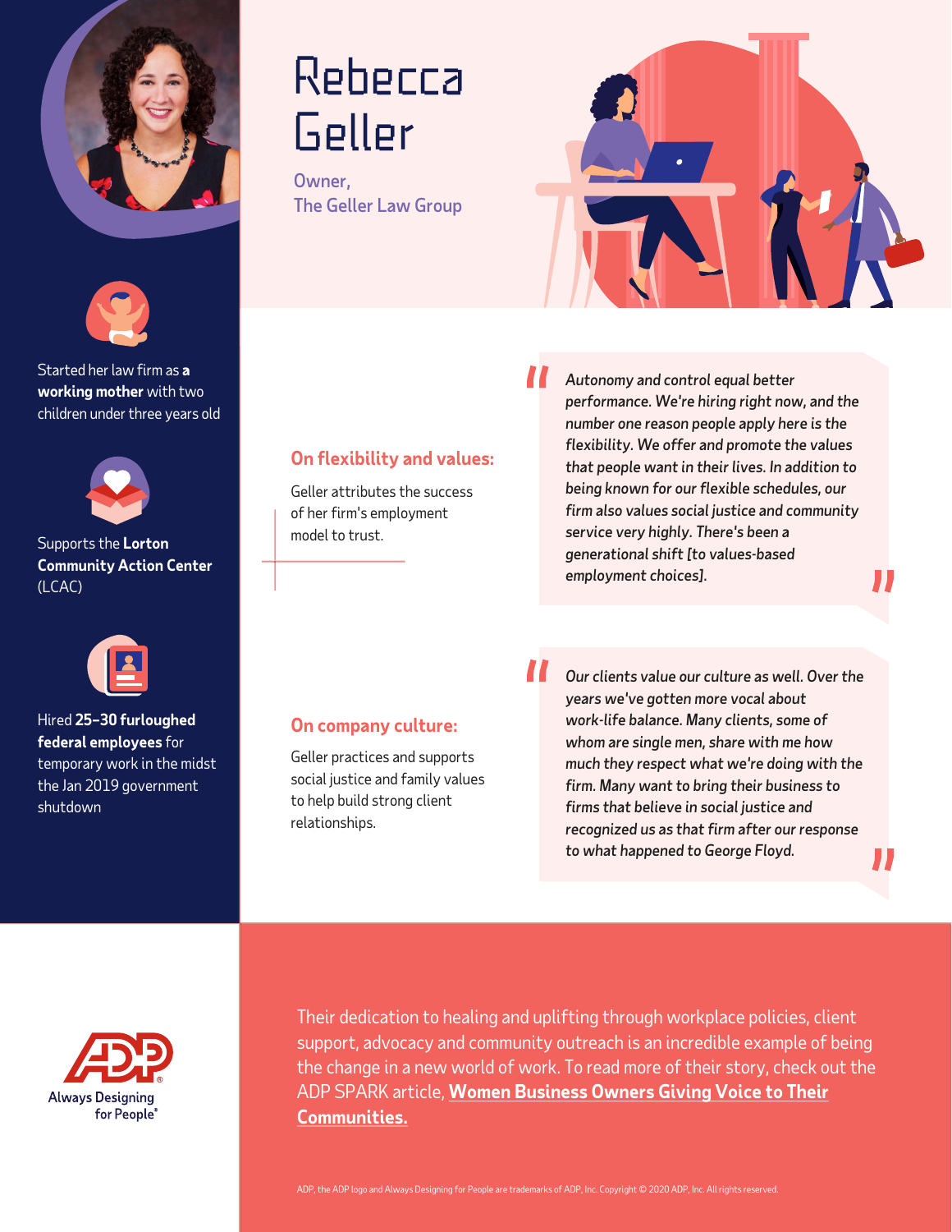# Rebecca Geller

Owner,
The Geller Law Group

Started her law firm as **a working mother** with two children under three years old

Supports the **Lorton Community Action Center** (LCAC)

Hired **25–30 furloughed federal employees** for temporary work in the midst the Jan 2019 government shutdown

## On flexibility and values:

Geller attributes the success of her firm's employment model to trust.

> *Autonomy and control equal better performance. We're hiring right now, and the number one reason people apply here is the flexibility. We offer and promote the values that people want in their lives. In addition to being known for our flexible schedules, our firm also values social justice and community service very highly. There's been a generational shift [to values-based employment choices].*

## On company culture:

Geller practices and supports social justice and family values to help build strong client relationships.

> *Our clients value our culture as well. Over the years we've gotten more vocal about work-life balance. Many clients, some of whom are single men, share with me how much they respect what we're doing with the firm. Many want to bring their business to firms that believe in social justice and recognized us as that firm after our response to what happened to George Floyd.*

Their dedication to healing and uplifting through workplace policies, client support, advocacy and community outreach is an incredible example of being the change in a new world of work. To read more of their story, check out the ADP SPARK article, **Women Business Owners Giving Voice to Their Communities.**

ADP
Always Designing for People®

ADP, the ADP logo and Always Designing for People are trademarks of ADP, Inc. Copyright © 2020 ADP, Inc. All rights reserved.